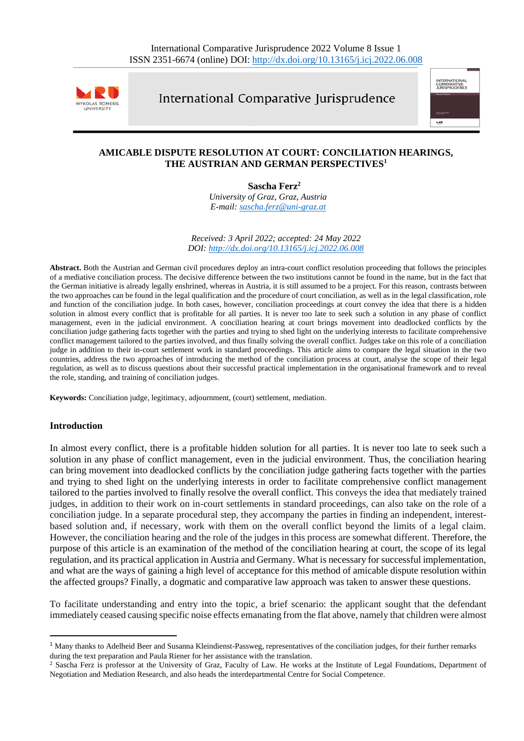# AMICABLE DISPUTE RESOLUTION AT COURT: CONCILIATION HEARINGS, THE AUSTRIAN AND GERMAN PERSPECTIVES[1]

**Sascha Ferz**[2]

*University of Graz, Graz, Austria*
*E-mail: sascha.ferz@uni-graz.at*

*Received: 3 April 2022; accepted: 24 May 2022*
*DOI: http://dx.doi.org/10.13165/j.icj.2022.06.008*

**Abstract.** Both the Austrian and German civil procedures deploy an intra-court conflict resolution proceeding that follows the principles of a mediative conciliation process. The decisive difference between the two institutions cannot be found in the name, but in the fact that the German initiative is already legally enshrined, whereas in Austria, it is still assumed to be a project. For this reason, contrasts between the two approaches can be found in the legal qualification and the procedure of court conciliation, as well as in the legal classification, role and function of the conciliation judge. In both cases, however, conciliation proceedings at court convey the idea that there is a hidden solution in almost every conflict that is profitable for all parties. It is never too late to seek such a solution in any phase of conflict management, even in the judicial environment. A conciliation hearing at court brings movement into deadlocked conflicts by the conciliation judge gathering facts together with the parties and trying to shed light on the underlying interests to facilitate comprehensive conflict management tailored to the parties involved, and thus finally solving the overall conflict. Judges take on this role of a conciliation judge in addition to their in-court settlement work in standard proceedings. This article aims to compare the legal situation in the two countries, address the two approaches of introducing the method of the conciliation process at court, analyse the scope of their legal regulation, as well as to discuss questions about their successful practical implementation in the organisational framework and to reveal the role, standing, and training of conciliation judges.

**Keywords:** Conciliation judge, legitimacy, adjournment, (court) settlement, mediation.

## Introduction

In almost every conflict, there is a profitable hidden solution for all parties. It is never too late to seek such a solution in any phase of conflict management, even in the judicial environment. Thus, the conciliation hearing can bring movement into deadlocked conflicts by the conciliation judge gathering facts together with the parties and trying to shed light on the underlying interests in order to facilitate comprehensive conflict management tailored to the parties involved to finally resolve the overall conflict. This conveys the idea that mediately trained judges, in addition to their work on in-court settlements in standard proceedings, can also take on the role of a conciliation judge. In a separate procedural step, they accompany the parties in finding an independent, interest-based solution and, if necessary, work with them on the overall conflict beyond the limits of a legal claim. However, the conciliation hearing and the role of the judges in this process are somewhat different. Therefore, the purpose of this article is an examination of the method of the conciliation hearing at court, the scope of its legal regulation, and its practical application in Austria and Germany. What is necessary for successful implementation, and what are the ways of gaining a high level of acceptance for this method of amicable dispute resolution within the affected groups? Finally, a dogmatic and comparative law approach was taken to answer these questions.

To facilitate understanding and entry into the topic, a brief scenario: the applicant sought that the defendant immediately ceased causing specific noise effects emanating from the flat above, namely that children were almost

---

[1] Many thanks to Adelheid Beer and Susanna Kleindienst-Passweg, representatives of the conciliation judges, for their further remarks during the text preparation and Paula Riener for her assistance with the translation.

[2] Sascha Ferz is professor at the University of Graz, Faculty of Law. He works at the Institute of Legal Foundations, Department of Negotiation and Mediation Research, and also heads the interdepartmental Centre for Social Competence.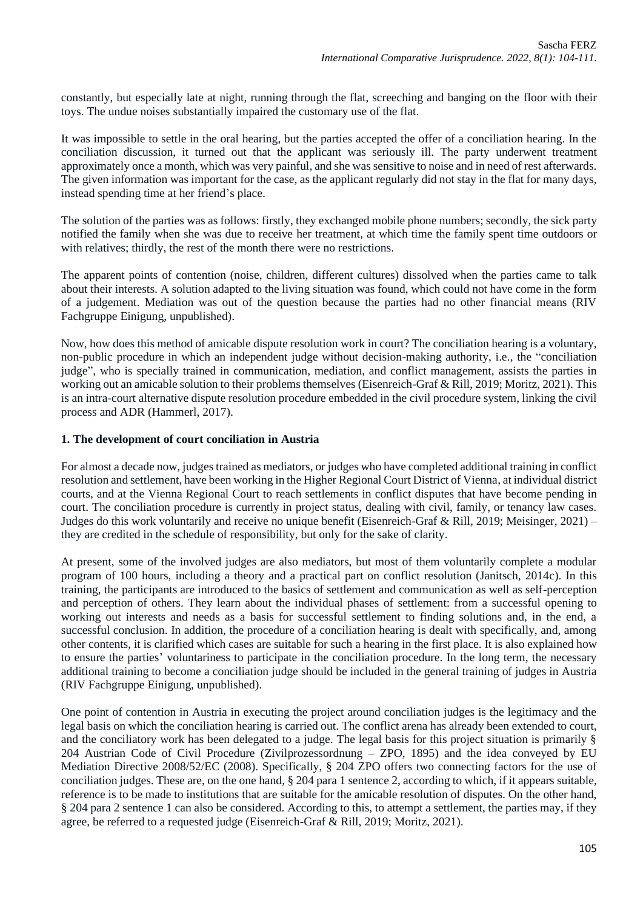constantly, but especially late at night, running through the flat, screeching and banging on the floor with their toys. The undue noises substantially impaired the customary use of the flat.

It was impossible to settle in the oral hearing, but the parties accepted the offer of a conciliation hearing. In the conciliation discussion, it turned out that the applicant was seriously ill. The party underwent treatment approximately once a month, which was very painful, and she was sensitive to noise and in need of rest afterwards. The given information was important for the case, as the applicant regularly did not stay in the flat for many days, instead spending time at her friend's place.

The solution of the parties was as follows: firstly, they exchanged mobile phone numbers; secondly, the sick party notified the family when she was due to receive her treatment, at which time the family spent time outdoors or with relatives; thirdly, the rest of the month there were no restrictions.

The apparent points of contention (noise, children, different cultures) dissolved when the parties came to talk about their interests. A solution adapted to the living situation was found, which could not have come in the form of a judgement. Mediation was out of the question because the parties had no other financial means (RIV Fachgruppe Einigung, unpublished).

Now, how does this method of amicable dispute resolution work in court? The conciliation hearing is a voluntary, non-public procedure in which an independent judge without decision-making authority, i.e., the "conciliation judge", who is specially trained in communication, mediation, and conflict management, assists the parties in working out an amicable solution to their problems themselves (Eisenreich-Graf & Rill, 2019; Moritz, 2021). This is an intra-court alternative dispute resolution procedure embedded in the civil procedure system, linking the civil process and ADR (Hammerl, 2017).

**1. The development of court conciliation in Austria**

For almost a decade now, judges trained as mediators, or judges who have completed additional training in conflict resolution and settlement, have been working in the Higher Regional Court District of Vienna, at individual district courts, and at the Vienna Regional Court to reach settlements in conflict disputes that have become pending in court. The conciliation procedure is currently in project status, dealing with civil, family, or tenancy law cases. Judges do this work voluntarily and receive no unique benefit (Eisenreich-Graf & Rill, 2019; Meisinger, 2021) – they are credited in the schedule of responsibility, but only for the sake of clarity.

At present, some of the involved judges are also mediators, but most of them voluntarily complete a modular program of 100 hours, including a theory and a practical part on conflict resolution (Janitsch, 2014c). In this training, the participants are introduced to the basics of settlement and communication as well as self-perception and perception of others. They learn about the individual phases of settlement: from a successful opening to working out interests and needs as a basis for successful settlement to finding solutions and, in the end, a successful conclusion. In addition, the procedure of a conciliation hearing is dealt with specifically, and, among other contents, it is clarified which cases are suitable for such a hearing in the first place. It is also explained how to ensure the parties' voluntariness to participate in the conciliation procedure. In the long term, the necessary additional training to become a conciliation judge should be included in the general training of judges in Austria (RIV Fachgruppe Einigung, unpublished).

One point of contention in Austria in executing the project around conciliation judges is the legitimacy and the legal basis on which the conciliation hearing is carried out. The conflict arena has already been extended to court, and the conciliatory work has been delegated to a judge. The legal basis for this project situation is primarily § 204 Austrian Code of Civil Procedure (Zivilprozessordnung – ZPO, 1895) and the idea conveyed by EU Mediation Directive 2008/52/EC (2008). Specifically, § 204 ZPO offers two connecting factors for the use of conciliation judges. These are, on the one hand, § 204 para 1 sentence 2, according to which, if it appears suitable, reference is to be made to institutions that are suitable for the amicable resolution of disputes. On the other hand, § 204 para 2 sentence 1 can also be considered. According to this, to attempt a settlement, the parties may, if they agree, be referred to a requested judge (Eisenreich-Graf & Rill, 2019; Moritz, 2021).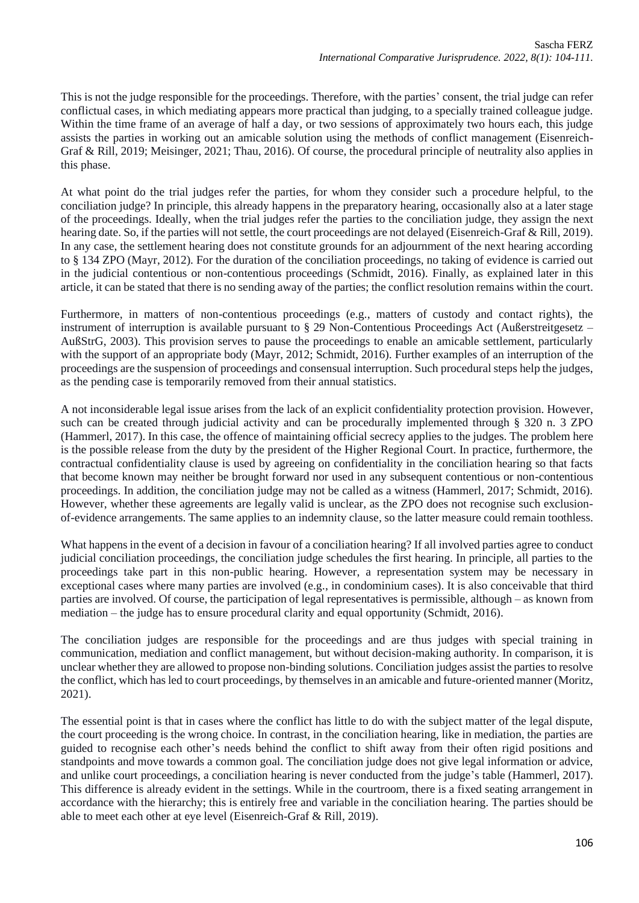This is not the judge responsible for the proceedings. Therefore, with the parties' consent, the trial judge can refer conflictual cases, in which mediating appears more practical than judging, to a specially trained colleague judge. Within the time frame of an average of half a day, or two sessions of approximately two hours each, this judge assists the parties in working out an amicable solution using the methods of conflict management (Eisenreich-Graf & Rill, 2019; Meisinger, 2021; Thau, 2016). Of course, the procedural principle of neutrality also applies in this phase.

At what point do the trial judges refer the parties, for whom they consider such a procedure helpful, to the conciliation judge? In principle, this already happens in the preparatory hearing, occasionally also at a later stage of the proceedings. Ideally, when the trial judges refer the parties to the conciliation judge, they assign the next hearing date. So, if the parties will not settle, the court proceedings are not delayed (Eisenreich-Graf & Rill, 2019). In any case, the settlement hearing does not constitute grounds for an adjournment of the next hearing according to § 134 ZPO (Mayr, 2012). For the duration of the conciliation proceedings, no taking of evidence is carried out in the judicial contentious or non-contentious proceedings (Schmidt, 2016). Finally, as explained later in this article, it can be stated that there is no sending away of the parties; the conflict resolution remains within the court.

Furthermore, in matters of non-contentious proceedings (e.g., matters of custody and contact rights), the instrument of interruption is available pursuant to § 29 Non-Contentious Proceedings Act (Außerstreitgesetz – AußStrG, 2003). This provision serves to pause the proceedings to enable an amicable settlement, particularly with the support of an appropriate body (Mayr, 2012; Schmidt, 2016). Further examples of an interruption of the proceedings are the suspension of proceedings and consensual interruption. Such procedural steps help the judges, as the pending case is temporarily removed from their annual statistics.

A not inconsiderable legal issue arises from the lack of an explicit confidentiality protection provision. However, such can be created through judicial activity and can be procedurally implemented through § 320 n. 3 ZPO (Hammerl, 2017). In this case, the offence of maintaining official secrecy applies to the judges. The problem here is the possible release from the duty by the president of the Higher Regional Court. In practice, furthermore, the contractual confidentiality clause is used by agreeing on confidentiality in the conciliation hearing so that facts that become known may neither be brought forward nor used in any subsequent contentious or non-contentious proceedings. In addition, the conciliation judge may not be called as a witness (Hammerl, 2017; Schmidt, 2016). However, whether these agreements are legally valid is unclear, as the ZPO does not recognise such exclusion-of-evidence arrangements. The same applies to an indemnity clause, so the latter measure could remain toothless.

What happens in the event of a decision in favour of a conciliation hearing? If all involved parties agree to conduct judicial conciliation proceedings, the conciliation judge schedules the first hearing. In principle, all parties to the proceedings take part in this non-public hearing. However, a representation system may be necessary in exceptional cases where many parties are involved (e.g., in condominium cases). It is also conceivable that third parties are involved. Of course, the participation of legal representatives is permissible, although – as known from mediation – the judge has to ensure procedural clarity and equal opportunity (Schmidt, 2016).

The conciliation judges are responsible for the proceedings and are thus judges with special training in communication, mediation and conflict management, but without decision-making authority. In comparison, it is unclear whether they are allowed to propose non-binding solutions. Conciliation judges assist the parties to resolve the conflict, which has led to court proceedings, by themselves in an amicable and future-oriented manner (Moritz, 2021).

The essential point is that in cases where the conflict has little to do with the subject matter of the legal dispute, the court proceeding is the wrong choice. In contrast, in the conciliation hearing, like in mediation, the parties are guided to recognise each other's needs behind the conflict to shift away from their often rigid positions and standpoints and move towards a common goal. The conciliation judge does not give legal information or advice, and unlike court proceedings, a conciliation hearing is never conducted from the judge's table (Hammerl, 2017). This difference is already evident in the settings. While in the courtroom, there is a fixed seating arrangement in accordance with the hierarchy; this is entirely free and variable in the conciliation hearing. The parties should be able to meet each other at eye level (Eisenreich-Graf & Rill, 2019).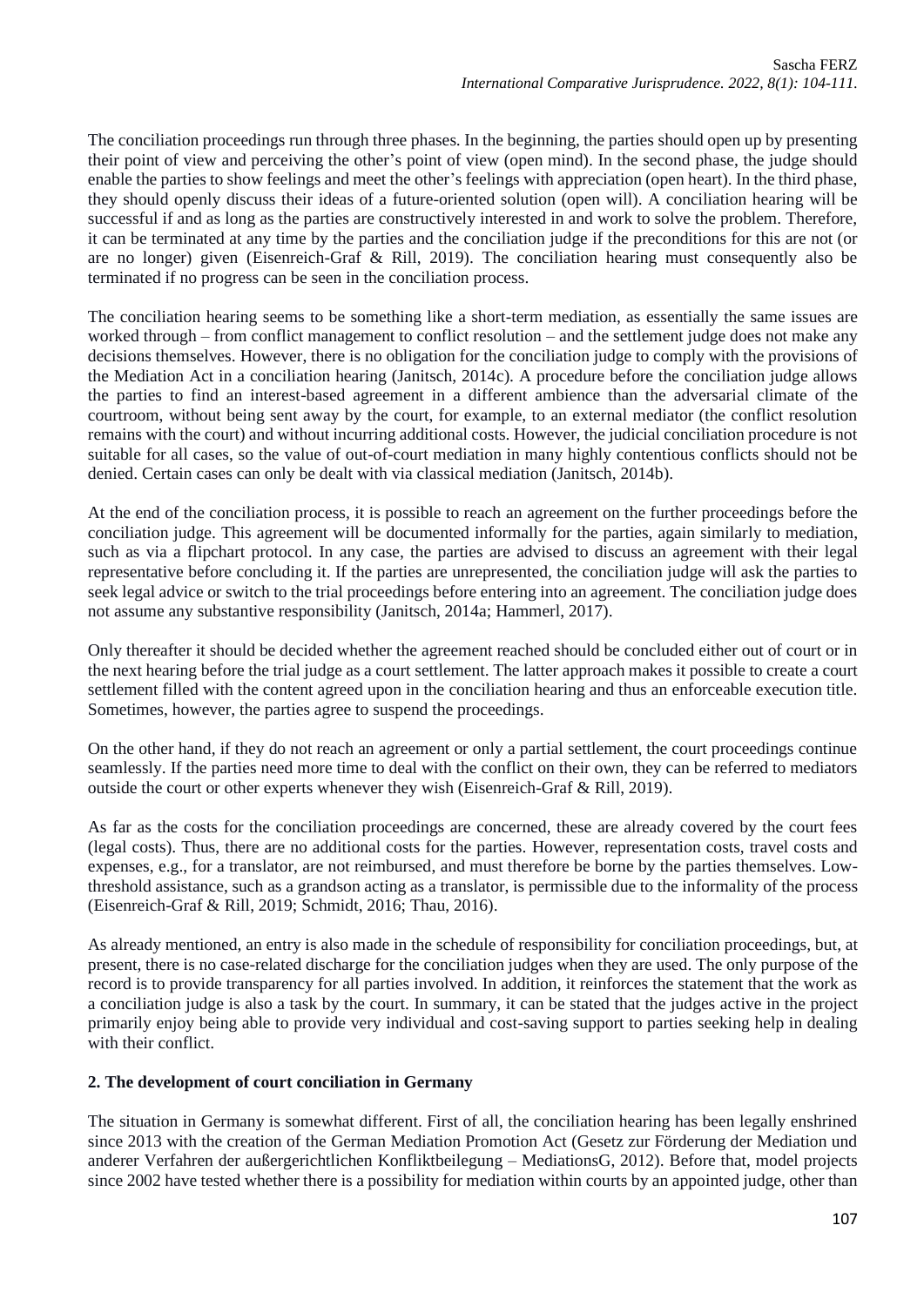The conciliation proceedings run through three phases. In the beginning, the parties should open up by presenting their point of view and perceiving the other's point of view (open mind). In the second phase, the judge should enable the parties to show feelings and meet the other's feelings with appreciation (open heart). In the third phase, they should openly discuss their ideas of a future-oriented solution (open will). A conciliation hearing will be successful if and as long as the parties are constructively interested in and work to solve the problem. Therefore, it can be terminated at any time by the parties and the conciliation judge if the preconditions for this are not (or are no longer) given (Eisenreich-Graf & Rill, 2019). The conciliation hearing must consequently also be terminated if no progress can be seen in the conciliation process.

The conciliation hearing seems to be something like a short-term mediation, as essentially the same issues are worked through – from conflict management to conflict resolution – and the settlement judge does not make any decisions themselves. However, there is no obligation for the conciliation judge to comply with the provisions of the Mediation Act in a conciliation hearing (Janitsch, 2014c). A procedure before the conciliation judge allows the parties to find an interest-based agreement in a different ambience than the adversarial climate of the courtroom, without being sent away by the court, for example, to an external mediator (the conflict resolution remains with the court) and without incurring additional costs. However, the judicial conciliation procedure is not suitable for all cases, so the value of out-of-court mediation in many highly contentious conflicts should not be denied. Certain cases can only be dealt with via classical mediation (Janitsch, 2014b).

At the end of the conciliation process, it is possible to reach an agreement on the further proceedings before the conciliation judge. This agreement will be documented informally for the parties, again similarly to mediation, such as via a flipchart protocol. In any case, the parties are advised to discuss an agreement with their legal representative before concluding it. If the parties are unrepresented, the conciliation judge will ask the parties to seek legal advice or switch to the trial proceedings before entering into an agreement. The conciliation judge does not assume any substantive responsibility (Janitsch, 2014a; Hammerl, 2017).

Only thereafter it should be decided whether the agreement reached should be concluded either out of court or in the next hearing before the trial judge as a court settlement. The latter approach makes it possible to create a court settlement filled with the content agreed upon in the conciliation hearing and thus an enforceable execution title. Sometimes, however, the parties agree to suspend the proceedings.

On the other hand, if they do not reach an agreement or only a partial settlement, the court proceedings continue seamlessly. If the parties need more time to deal with the conflict on their own, they can be referred to mediators outside the court or other experts whenever they wish (Eisenreich-Graf & Rill, 2019).

As far as the costs for the conciliation proceedings are concerned, these are already covered by the court fees (legal costs). Thus, there are no additional costs for the parties. However, representation costs, travel costs and expenses, e.g., for a translator, are not reimbursed, and must therefore be borne by the parties themselves. Low-threshold assistance, such as a grandson acting as a translator, is permissible due to the informality of the process (Eisenreich-Graf & Rill, 2019; Schmidt, 2016; Thau, 2016).

As already mentioned, an entry is also made in the schedule of responsibility for conciliation proceedings, but, at present, there is no case-related discharge for the conciliation judges when they are used. The only purpose of the record is to provide transparency for all parties involved. In addition, it reinforces the statement that the work as a conciliation judge is also a task by the court. In summary, it can be stated that the judges active in the project primarily enjoy being able to provide very individual and cost-saving support to parties seeking help in dealing with their conflict.

## 2. The development of court conciliation in Germany

The situation in Germany is somewhat different. First of all, the conciliation hearing has been legally enshrined since 2013 with the creation of the German Mediation Promotion Act (Gesetz zur Förderung der Mediation und anderer Verfahren der außergerichtlichen Konfliktbeilegung – MediationsG, 2012). Before that, model projects since 2002 have tested whether there is a possibility for mediation within courts by an appointed judge, other than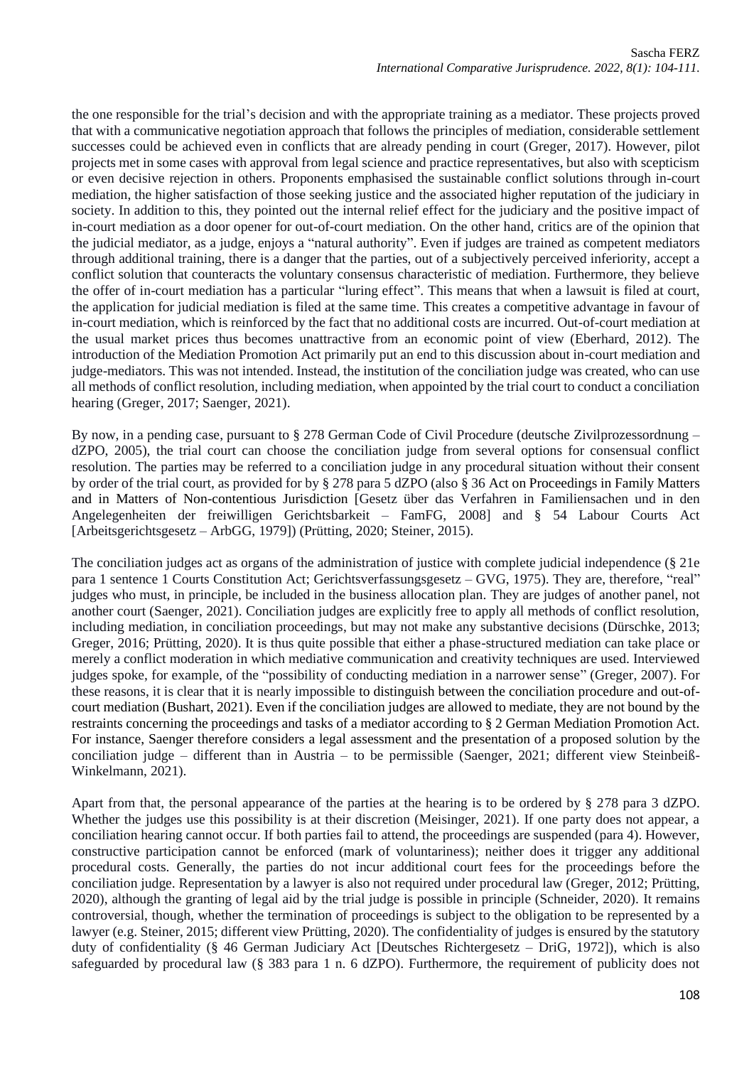the one responsible for the trial's decision and with the appropriate training as a mediator. These projects proved that with a communicative negotiation approach that follows the principles of mediation, considerable settlement successes could be achieved even in conflicts that are already pending in court (Greger, 2017). However, pilot projects met in some cases with approval from legal science and practice representatives, but also with scepticism or even decisive rejection in others. Proponents emphasised the sustainable conflict solutions through in-court mediation, the higher satisfaction of those seeking justice and the associated higher reputation of the judiciary in society. In addition to this, they pointed out the internal relief effect for the judiciary and the positive impact of in-court mediation as a door opener for out-of-court mediation. On the other hand, critics are of the opinion that the judicial mediator, as a judge, enjoys a "natural authority". Even if judges are trained as competent mediators through additional training, there is a danger that the parties, out of a subjectively perceived inferiority, accept a conflict solution that counteracts the voluntary consensus characteristic of mediation. Furthermore, they believe the offer of in-court mediation has a particular "luring effect". This means that when a lawsuit is filed at court, the application for judicial mediation is filed at the same time. This creates a competitive advantage in favour of in-court mediation, which is reinforced by the fact that no additional costs are incurred. Out-of-court mediation at the usual market prices thus becomes unattractive from an economic point of view (Eberhard, 2012). The introduction of the Mediation Promotion Act primarily put an end to this discussion about in-court mediation and judge-mediators. This was not intended. Instead, the institution of the conciliation judge was created, who can use all methods of conflict resolution, including mediation, when appointed by the trial court to conduct a conciliation hearing (Greger, 2017; Saenger, 2021).

By now, in a pending case, pursuant to § 278 German Code of Civil Procedure (deutsche Zivilprozessordnung – dZPO, 2005), the trial court can choose the conciliation judge from several options for consensual conflict resolution. The parties may be referred to a conciliation judge in any procedural situation without their consent by order of the trial court, as provided for by § 278 para 5 dZPO (also § 36 Act on Proceedings in Family Matters and in Matters of Non-contentious Jurisdiction [Gesetz über das Verfahren in Familiensachen und in den Angelegenheiten der freiwilligen Gerichtsbarkeit – FamFG, 2008] and § 54 Labour Courts Act [Arbeitsgerichtsgesetz – ArbGG, 1979]) (Prütting, 2020; Steiner, 2015).

The conciliation judges act as organs of the administration of justice with complete judicial independence (§ 21e para 1 sentence 1 Courts Constitution Act; Gerichtsverfassungsgesetz – GVG, 1975). They are, therefore, "real" judges who must, in principle, be included in the business allocation plan. They are judges of another panel, not another court (Saenger, 2021). Conciliation judges are explicitly free to apply all methods of conflict resolution, including mediation, in conciliation proceedings, but may not make any substantive decisions (Dürschke, 2013; Greger, 2016; Prütting, 2020). It is thus quite possible that either a phase-structured mediation can take place or merely a conflict moderation in which mediative communication and creativity techniques are used. Interviewed judges spoke, for example, of the "possibility of conducting mediation in a narrower sense" (Greger, 2007). For these reasons, it is clear that it is nearly impossible to distinguish between the conciliation procedure and out-of-court mediation (Bushart, 2021). Even if the conciliation judges are allowed to mediate, they are not bound by the restraints concerning the proceedings and tasks of a mediator according to § 2 German Mediation Promotion Act. For instance, Saenger therefore considers a legal assessment and the presentation of a proposed solution by the conciliation judge – different than in Austria – to be permissible (Saenger, 2021; different view Steinbeiß-Winkelmann, 2021).

Apart from that, the personal appearance of the parties at the hearing is to be ordered by § 278 para 3 dZPO. Whether the judges use this possibility is at their discretion (Meisinger, 2021). If one party does not appear, a conciliation hearing cannot occur. If both parties fail to attend, the proceedings are suspended (para 4). However, constructive participation cannot be enforced (mark of voluntariness); neither does it trigger any additional procedural costs. Generally, the parties do not incur additional court fees for the proceedings before the conciliation judge. Representation by a lawyer is also not required under procedural law (Greger, 2012; Prütting, 2020), although the granting of legal aid by the trial judge is possible in principle (Schneider, 2020). It remains controversial, though, whether the termination of proceedings is subject to the obligation to be represented by a lawyer (e.g. Steiner, 2015; different view Prütting, 2020). The confidentiality of judges is ensured by the statutory duty of confidentiality (§ 46 German Judiciary Act [Deutsches Richtergesetz – DriG, 1972]), which is also safeguarded by procedural law (§ 383 para 1 n. 6 dZPO). Furthermore, the requirement of publicity does not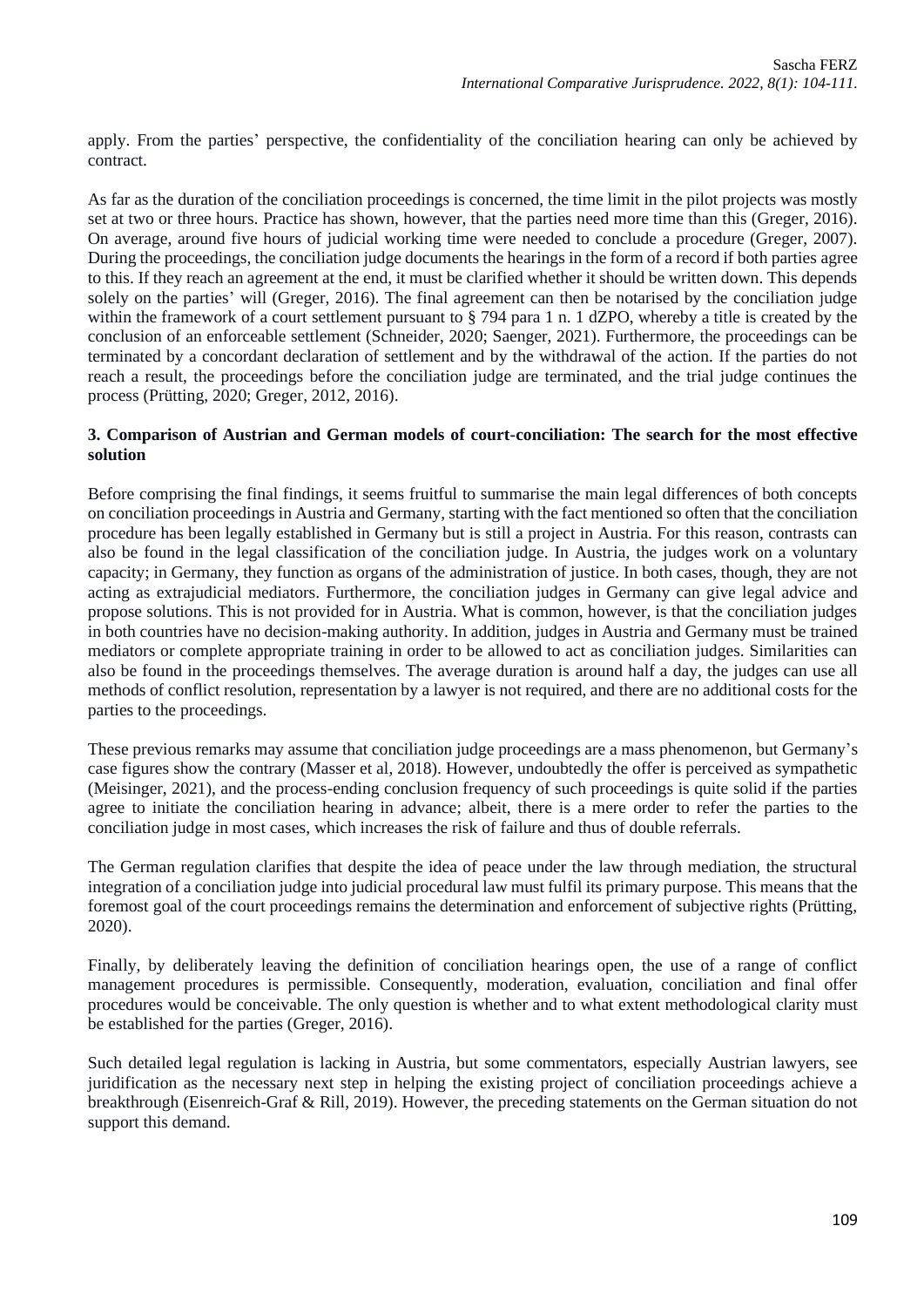apply. From the parties' perspective, the confidentiality of the conciliation hearing can only be achieved by contract.

As far as the duration of the conciliation proceedings is concerned, the time limit in the pilot projects was mostly set at two or three hours. Practice has shown, however, that the parties need more time than this (Greger, 2016). On average, around five hours of judicial working time were needed to conclude a procedure (Greger, 2007). During the proceedings, the conciliation judge documents the hearings in the form of a record if both parties agree to this. If they reach an agreement at the end, it must be clarified whether it should be written down. This depends solely on the parties' will (Greger, 2016). The final agreement can then be notarised by the conciliation judge within the framework of a court settlement pursuant to § 794 para 1 n. 1 dZPO, whereby a title is created by the conclusion of an enforceable settlement (Schneider, 2020; Saenger, 2021). Furthermore, the proceedings can be terminated by a concordant declaration of settlement and by the withdrawal of the action. If the parties do not reach a result, the proceedings before the conciliation judge are terminated, and the trial judge continues the process (Prütting, 2020; Greger, 2012, 2016).

## 3. Comparison of Austrian and German models of court-conciliation: The search for the most effective solution

Before comprising the final findings, it seems fruitful to summarise the main legal differences of both concepts on conciliation proceedings in Austria and Germany, starting with the fact mentioned so often that the conciliation procedure has been legally established in Germany but is still a project in Austria. For this reason, contrasts can also be found in the legal classification of the conciliation judge. In Austria, the judges work on a voluntary capacity; in Germany, they function as organs of the administration of justice. In both cases, though, they are not acting as extrajudicial mediators. Furthermore, the conciliation judges in Germany can give legal advice and propose solutions. This is not provided for in Austria. What is common, however, is that the conciliation judges in both countries have no decision-making authority. In addition, judges in Austria and Germany must be trained mediators or complete appropriate training in order to be allowed to act as conciliation judges. Similarities can also be found in the proceedings themselves. The average duration is around half a day, the judges can use all methods of conflict resolution, representation by a lawyer is not required, and there are no additional costs for the parties to the proceedings.

These previous remarks may assume that conciliation judge proceedings are a mass phenomenon, but Germany's case figures show the contrary (Masser et al, 2018). However, undoubtedly the offer is perceived as sympathetic (Meisinger, 2021), and the process-ending conclusion frequency of such proceedings is quite solid if the parties agree to initiate the conciliation hearing in advance; albeit, there is a mere order to refer the parties to the conciliation judge in most cases, which increases the risk of failure and thus of double referrals.

The German regulation clarifies that despite the idea of peace under the law through mediation, the structural integration of a conciliation judge into judicial procedural law must fulfil its primary purpose. This means that the foremost goal of the court proceedings remains the determination and enforcement of subjective rights (Prütting, 2020).

Finally, by deliberately leaving the definition of conciliation hearings open, the use of a range of conflict management procedures is permissible. Consequently, moderation, evaluation, conciliation and final offer procedures would be conceivable. The only question is whether and to what extent methodological clarity must be established for the parties (Greger, 2016).

Such detailed legal regulation is lacking in Austria, but some commentators, especially Austrian lawyers, see juridification as the necessary next step in helping the existing project of conciliation proceedings achieve a breakthrough (Eisenreich-Graf & Rill, 2019). However, the preceding statements on the German situation do not support this demand.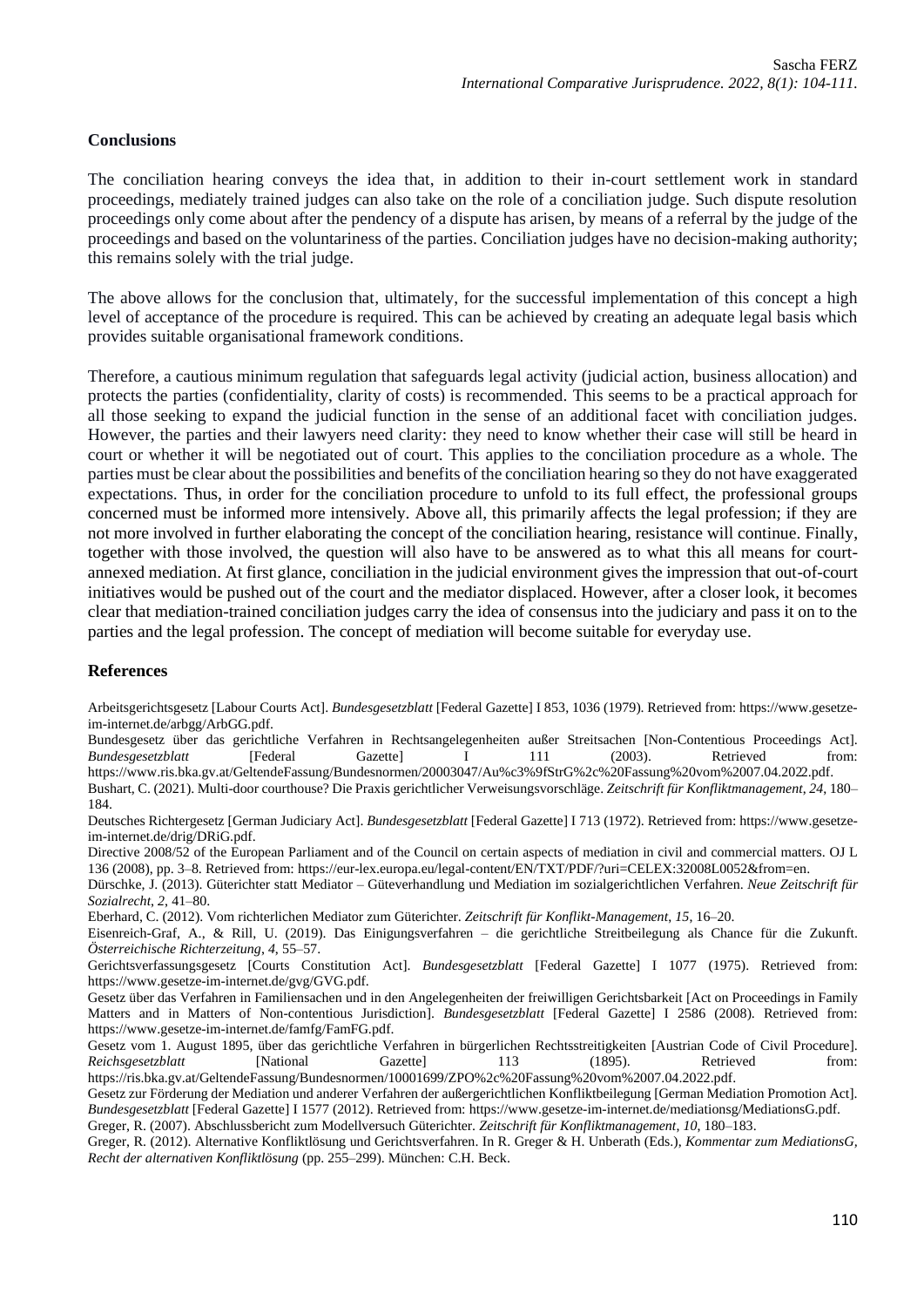## Conclusions

The conciliation hearing conveys the idea that, in addition to their in-court settlement work in standard proceedings, mediately trained judges can also take on the role of a conciliation judge. Such dispute resolution proceedings only come about after the pendency of a dispute has arisen, by means of a referral by the judge of the proceedings and based on the voluntariness of the parties. Conciliation judges have no decision-making authority; this remains solely with the trial judge.

The above allows for the conclusion that, ultimately, for the successful implementation of this concept a high level of acceptance of the procedure is required. This can be achieved by creating an adequate legal basis which provides suitable organisational framework conditions.

Therefore, a cautious minimum regulation that safeguards legal activity (judicial action, business allocation) and protects the parties (confidentiality, clarity of costs) is recommended. This seems to be a practical approach for all those seeking to expand the judicial function in the sense of an additional facet with conciliation judges. However, the parties and their lawyers need clarity: they need to know whether their case will still be heard in court or whether it will be negotiated out of court. This applies to the conciliation procedure as a whole. The parties must be clear about the possibilities and benefits of the conciliation hearing so they do not have exaggerated expectations. Thus, in order for the conciliation procedure to unfold to its full effect, the professional groups concerned must be informed more intensively. Above all, this primarily affects the legal profession; if they are not more involved in further elaborating the concept of the conciliation hearing, resistance will continue. Finally, together with those involved, the question will also have to be answered as to what this all means for court-annexed mediation. At first glance, conciliation in the judicial environment gives the impression that out-of-court initiatives would be pushed out of the court and the mediator displaced. However, after a closer look, it becomes clear that mediation-trained conciliation judges carry the idea of consensus into the judiciary and pass it on to the parties and the legal profession. The concept of mediation will become suitable for everyday use.

## References

Arbeitsgerichtsgesetz [Labour Courts Act]. *Bundesgesetzblatt* [Federal Gazette] I 853, 1036 (1979). Retrieved from: https://www.gesetze-im-internet.de/arbgg/ArbGG.pdf.

Bundesgesetz über das gerichtliche Verfahren in Rechtsangelegenheiten außer Streitsachen [Non-Contentious Proceedings Act]. *Bundesgesetzblatt* [Federal Gazette] I 111 (2003). Retrieved from: https://www.ris.bka.gv.at/GeltendeFassung/Bundesnormen/20003047/Au%c3%9fStrG%2c%20Fassung%20vom%2007.04.2022.pdf.

Bushart, C. (2021). Multi-door courthouse? Die Praxis gerichtlicher Verweisungsvorschläge. *Zeitschrift für Konfliktmanagement*, *24*, 180–184.

Deutsches Richtergesetz [German Judiciary Act]. *Bundesgesetzblatt* [Federal Gazette] I 713 (1972). Retrieved from: https://www.gesetze-im-internet.de/drig/DRiG.pdf.

Directive 2008/52 of the European Parliament and of the Council on certain aspects of mediation in civil and commercial matters. OJ L 136 (2008), pp. 3–8. Retrieved from: https://eur-lex.europa.eu/legal-content/EN/TXT/PDF/?uri=CELEX:32008L0052&from=en.

Dürschke, J. (2013). Güterichter statt Mediator – Güteverhandlung und Mediation im sozialgerichtlichen Verfahren. *Neue Zeitschrift für Sozialrecht*, *2*, 41–80.

Eberhard, C. (2012). Vom richterlichen Mediator zum Güterichter. *Zeitschrift für Konflikt-Management*, *15*, 16–20.

Eisenreich-Graf, A., & Rill, U. (2019). Das Einigungsverfahren – die gerichtliche Streitbeilegung als Chance für die Zukunft. *Österreichische Richterzeitung*, *4*, 55–57.

Gerichtsverfassungsgesetz [Courts Constitution Act]. *Bundesgesetzblatt* [Federal Gazette] I 1077 (1975). Retrieved from: https://www.gesetze-im-internet.de/gvg/GVG.pdf.

Gesetz über das Verfahren in Familiensachen und in den Angelegenheiten der freiwilligen Gerichtsbarkeit [Act on Proceedings in Family Matters and in Matters of Non-contentious Jurisdiction]. *Bundesgesetzblatt* [Federal Gazette] I 2586 (2008). Retrieved from: https://www.gesetze-im-internet.de/famfg/FamFG.pdf.

Gesetz vom 1. August 1895, über das gerichtliche Verfahren in bürgerlichen Rechtsstreitigkeiten [Austrian Code of Civil Procedure]. *Reichsgesetzblatt* [National Gazette] 113 (1895). Retrieved from: https://ris.bka.gv.at/GeltendeFassung/Bundesnormen/10001699/ZPO%2c%20Fassung%20vom%2007.04.2022.pdf.

Gesetz zur Förderung der Mediation und anderer Verfahren der außergerichtlichen Konfliktbeilegung [German Mediation Promotion Act]. *Bundesgesetzblatt* [Federal Gazette] I 1577 (2012). Retrieved from: https://www.gesetze-im-internet.de/mediationsg/MediationsG.pdf.

Greger, R. (2007). Abschlussbericht zum Modellversuch Güterichter. *Zeitschrift für Konfliktmanagement*, *10*, 180–183.

Greger, R. (2012). Alternative Konfliktlösung und Gerichtsverfahren. In R. Greger & H. Unberath (Eds.), *Kommentar zum MediationsG, Recht der alternativen Konfliktlösung* (pp. 255–299). München: C.H. Beck.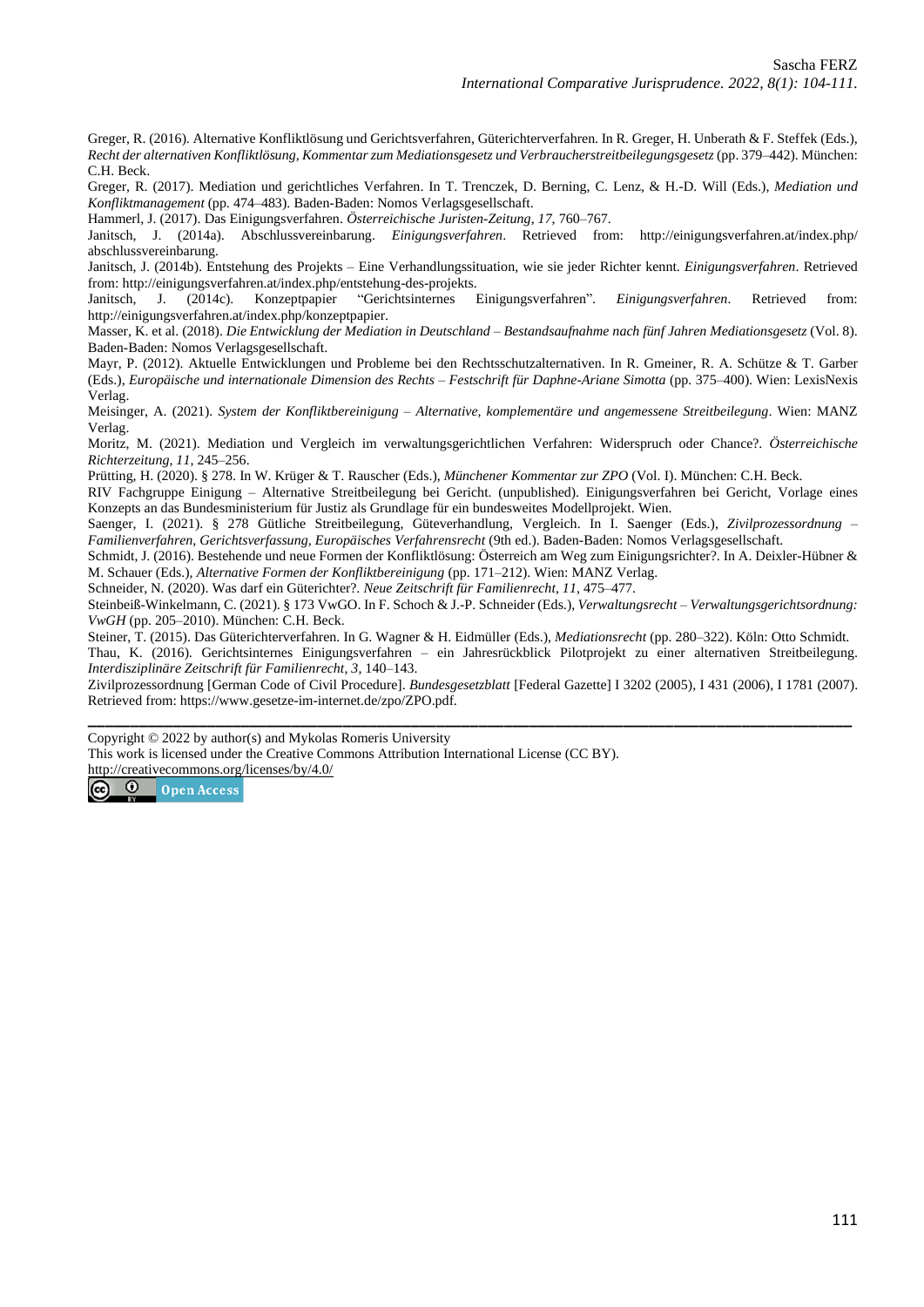Greger, R. (2016). Alternative Konfliktlösung und Gerichtsverfahren, Güterichterverfahren. In R. Greger, H. Unberath & F. Steffek (Eds.), *Recht der alternativen Konfliktlösung, Kommentar zum Mediationsgesetz und Verbraucherstreitbeilegungsgesetz* (pp. 379–442). München: C.H. Beck.

Greger, R. (2017). Mediation und gerichtliches Verfahren. In T. Trenczek, D. Berning, C. Lenz, & H.-D. Will (Eds.), *Mediation und Konfliktmanagement* (pp. 474–483). Baden-Baden: Nomos Verlagsgesellschaft.

Hammerl, J. (2017). Das Einigungsverfahren. *Österreichische Juristen-Zeitung, 17*, 760–767.

Janitsch, J. (2014a). Abschlussvereinbarung. *Einigungsverfahren*. Retrieved from: http://einigungsverfahren.at/index.php/abschlussvereinbarung.

Janitsch, J. (2014b). Entstehung des Projekts – Eine Verhandlungssituation, wie sie jeder Richter kennt. *Einigungsverfahren*. Retrieved from: http://einigungsverfahren.at/index.php/entstehung-des-projekts.

Janitsch, J. (2014c). Konzeptpapier "Gerichtsinternes Einigungsverfahren". *Einigungsverfahren*. Retrieved from: http://einigungsverfahren.at/index.php/konzeptpapier.

Masser, K. et al. (2018). *Die Entwicklung der Mediation in Deutschland – Bestandsaufnahme nach fünf Jahren Mediationsgesetz* (Vol. 8). Baden-Baden: Nomos Verlagsgesellschaft.

Mayr, P. (2012). Aktuelle Entwicklungen und Probleme bei den Rechtsschutzalternativen. In R. Gmeiner, R. A. Schütze & T. Garber (Eds.), *Europäische und internationale Dimension des Rechts – Festschrift für Daphne-Ariane Simotta* (pp. 375–400). Wien: LexisNexis Verlag.

Meisinger, A. (2021). *System der Konfliktbereinigung – Alternative, komplementäre und angemessene Streitbeilegung*. Wien: MANZ Verlag.

Moritz, M. (2021). Mediation und Vergleich im verwaltungsgerichtlichen Verfahren: Widerspruch oder Chance?. *Österreichische Richterzeitung, 11*, 245–256.

Prütting, H. (2020). § 278. In W. Krüger & T. Rauscher (Eds.), *Münchener Kommentar zur ZPO* (Vol. I). München: C.H. Beck.

RIV Fachgruppe Einigung – Alternative Streitbeilegung bei Gericht. (unpublished). Einigungsverfahren bei Gericht, Vorlage eines Konzepts an das Bundesministerium für Justiz als Grundlage für ein bundesweites Modellprojekt. Wien.

Saenger, I. (2021). § 278 Gütliche Streitbeilegung, Güteverhandlung, Vergleich. In I. Saenger (Eds.), *Zivilprozessordnung – Familienverfahren, Gerichtsverfassung, Europäisches Verfahrensrecht* (9th ed.). Baden-Baden: Nomos Verlagsgesellschaft.

Schmidt, J. (2016). Bestehende und neue Formen der Konfliktlösung: Österreich am Weg zum Einigungsrichter?. In A. Deixler-Hübner & M. Schauer (Eds.), *Alternative Formen der Konfliktbereinigung* (pp. 171–212). Wien: MANZ Verlag.

Schneider, N. (2020). Was darf ein Güterichter?. *Neue Zeitschrift für Familienrecht, 11*, 475–477.

Steinbeiß-Winkelmann, C. (2021). § 173 VwGO. In F. Schoch & J.-P. Schneider (Eds.), *Verwaltungsrecht – Verwaltungsgerichtsordnung: VwGH* (pp. 205–2010). München: C.H. Beck.

Steiner, T. (2015). Das Güterichterverfahren. In G. Wagner & H. Eidmüller (Eds.), *Mediationsrecht* (pp. 280–322). Köln: Otto Schmidt.

Thau, K. (2016). Gerichtsinternes Einigungsverfahren – ein Jahresrückblick Pilotprojekt zu einer alternativen Streitbeilegung. *Interdisziplinäre Zeitschrift für Familienrecht, 3*, 140–143.

Zivilprozessordnung [German Code of Civil Procedure]. *Bundesgesetzblatt* [Federal Gazette] I 3202 (2005), I 431 (2006), I 1781 (2007). Retrieved from: https://www.gesetze-im-internet.de/zpo/ZPO.pdf.

---

Copyright © 2022 by author(s) and Mykolas Romeris University
This work is licensed under the Creative Commons Attribution International License (CC BY).
http://creativecommons.org/licenses/by/4.0/

Open Access